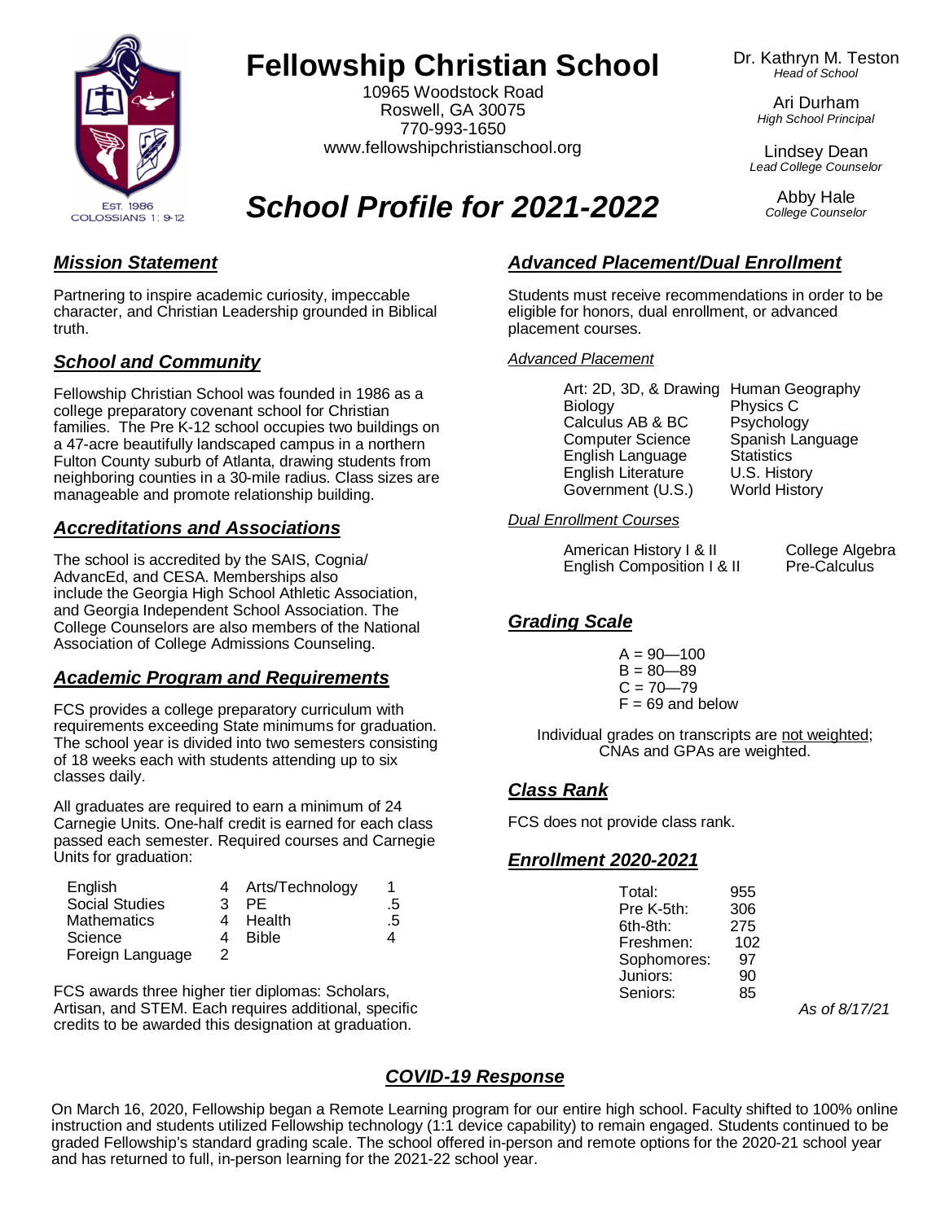# Fellowship Christian School

10965 Woodstock Road
Roswell, GA 30075
770-993-1650
www.fellowshipchristianschool.org

EST. 1986
COLOSSIANS 1: 9-12

Dr. Kathryn M. Teston
*Head of School*

Ari Durham
*High School Principal*

Lindsey Dean
*Lead College Counselor*

Abby Hale
*College Counselor*

# *School Profile for 2021-2022*

## ***Mission Statement***

Partnering to inspire academic curiosity, impeccable character, and Christian Leadership grounded in Biblical truth.

## ***School and Community***

Fellowship Christian School was founded in 1986 as a college preparatory covenant school for Christian families. The Pre K-12 school occupies two buildings on a 47-acre beautifully landscaped campus in a northern Fulton County suburb of Atlanta, drawing students from neighboring counties in a 30-mile radius. Class sizes are manageable and promote relationship building.

## ***Accreditations and Associations***

The school is accredited by the SAIS, Cognia/AdvancEd, and CESA. Memberships also include the Georgia High School Athletic Association, and Georgia Independent School Association. The College Counselors are also members of the National Association of College Admissions Counseling.

## ***Academic Program and Requirements***

FCS provides a college preparatory curriculum with requirements exceeding State minimums for graduation. The school year is divided into two semesters consisting of 18 weeks each with students attending up to six classes daily.

All graduates are required to earn a minimum of 24 Carnegie Units. One-half credit is earned for each class passed each semester. Required courses and Carnegie Units for graduation:

| | | | |
|---|---|---|---|
| English | 4 | Arts/Technology | 1 |
| Social Studies | 3 | PE | .5 |
| Mathematics | 4 | Health | .5 |
| Science | 4 | Bible | 4 |
| Foreign Language | 2 | | |

FCS awards three higher tier diplomas: Scholars, Artisan, and STEM. Each requires additional, specific credits to be awarded this designation at graduation.

## ***Advanced Placement/Dual Enrollment***

Students must receive recommendations in order to be eligible for honors, dual enrollment, or advanced placement courses.

*Advanced Placement*

| | |
|---|---|
| Art: 2D, 3D, & Drawing | Human Geography |
| Biology | Physics C |
| Calculus AB & BC | Psychology |
| Computer Science | Spanish Language |
| English Language | Statistics |
| English Literature | U.S. History |
| Government (U.S.) | World History |

*Dual Enrollment Courses*

| | |
|---|---|
| American History I & II | College Algebra |
| English Composition I & II | Pre-Calculus |

## ***Grading Scale***

A = 90—100
B = 80—89
C = 70—79
F = 69 and below

Individual grades on transcripts are not weighted; CNAs and GPAs are weighted.

## ***Class Rank***

FCS does not provide class rank.

## ***Enrollment 2020-2021***

| | |
|---|---|
| Total: | 955 |
| Pre K-5th: | 306 |
| 6th-8th: | 275 |
| Freshmen: | 102 |
| Sophomores: | 97 |
| Juniors: | 90 |
| Seniors: | 85 |

*As of 8/17/21*

## ***COVID-19 Response***

On March 16, 2020, Fellowship began a Remote Learning program for our entire high school. Faculty shifted to 100% online instruction and students utilized Fellowship technology (1:1 device capability) to remain engaged. Students continued to be graded Fellowship's standard grading scale. The school offered in-person and remote options for the 2020-21 school year and has returned to full, in-person learning for the 2021-22 school year.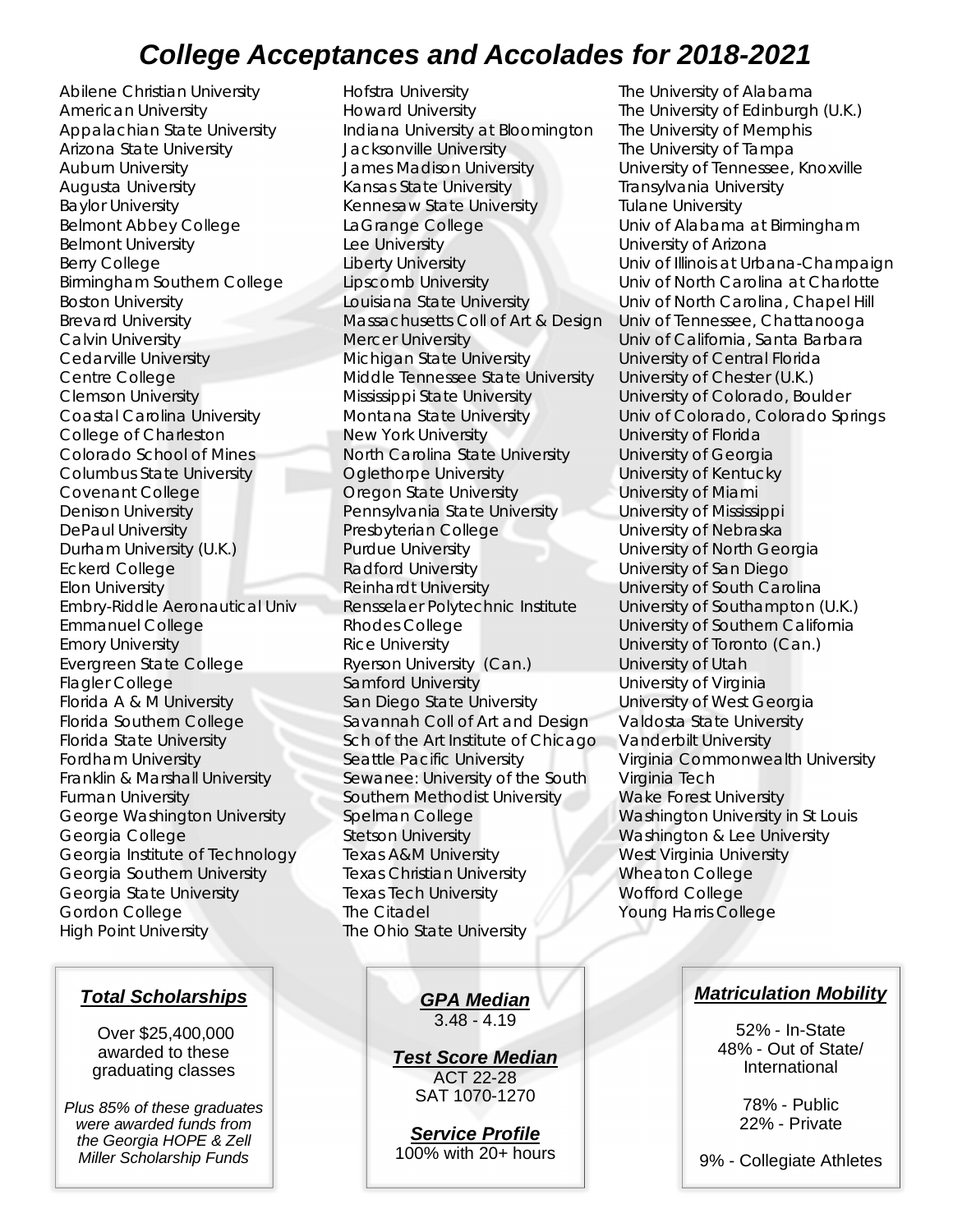# College Acceptances and Accolades for 2018-2021

Abilene Christian University
American University
Appalachian State University
Arizona State University
Auburn University
Augusta University
Baylor University
Belmont Abbey College
Belmont University
Berry College
Birmingham Southern College
Boston University
Brevard University
Calvin University
Cedarville University
Centre College
Clemson University
Coastal Carolina University
College of Charleston
Colorado School of Mines
Columbus State University
Covenant College
Denison University
DePaul University
Durham University (U.K.)
Eckerd College
Elon University
Embry-Riddle Aeronautical Univ
Emmanuel College
Emory University
Evergreen State College
Flagler College
Florida A & M University
Florida Southern College
Florida State University
Fordham University
Franklin & Marshall University
Furman University
George Washington University
Georgia College
Georgia Institute of Technology
Georgia Southern University
Georgia State University
Gordon College
High Point University
Hofstra University
Howard University
Indiana University at Bloomington
Jacksonville University
James Madison University
Kansas State University
Kennesaw State University
LaGrange College
Lee University
Liberty University
Lipscomb University
Louisiana State University
Massachusetts Coll of Art & Design
Mercer University
Michigan State University
Middle Tennessee State University
Mississippi State University
Montana State University
New York University
North Carolina State University
Oglethorpe University
Oregon State University
Pennsylvania State University
Presbyterian College
Purdue University
Radford University
Reinhardt University
Rensselaer Polytechnic Institute
Rhodes College
Rice University
Ryerson University (Can.)
Samford University
San Diego State University
Savannah Coll of Art and Design
Sch of the Art Institute of Chicago
Seattle Pacific University
Sewanee: University of the South
Southern Methodist University
Spelman College
Stetson University
Texas A&M University
Texas Christian University
Texas Tech University
The Citadel
The Ohio State University
The University of Alabama
The University of Edinburgh (U.K.)
The University of Memphis
The University of Tampa
University of Tennessee, Knoxville
Transylvania University
Tulane University
Univ of Alabama at Birmingham
University of Arizona
Univ of Illinois at Urbana-Champaign
Univ of North Carolina at Charlotte
Univ of North Carolina, Chapel Hill
Univ of Tennessee, Chattanooga
Univ of California, Santa Barbara
University of Central Florida
University of Chester (U.K.)
University of Colorado, Boulder
Univ of Colorado, Colorado Springs
University of Florida
University of Georgia
University of Kentucky
University of Miami
University of Mississippi
University of Nebraska
University of North Georgia
University of San Diego
University of South Carolina
University of Southampton (U.K.)
University of Southern California
University of Toronto (Can.)
University of Utah
University of Virginia
University of West Georgia
Valdosta State University
Vanderbilt University
Virginia Commonwealth University
Virginia Tech
Wake Forest University
Washington University in St Louis
Washington & Lee University
West Virginia University
Wheaton College
Wofford College
Young Harris College

***Total Scholarships***

Over $25,400,000 awarded to these graduating classes

*Plus 85% of these graduates were awarded funds from the Georgia HOPE & Zell Miller Scholarship Funds*

***GPA Median***

3.48 - 4.19

***Test Score Median***

ACT 22-28
SAT 1070-1270

***Service Profile***

100% with 20+ hours

***Matriculation Mobility***

52% - In-State
48% - Out of State/ International

78% - Public
22% - Private

9% - Collegiate Athletes